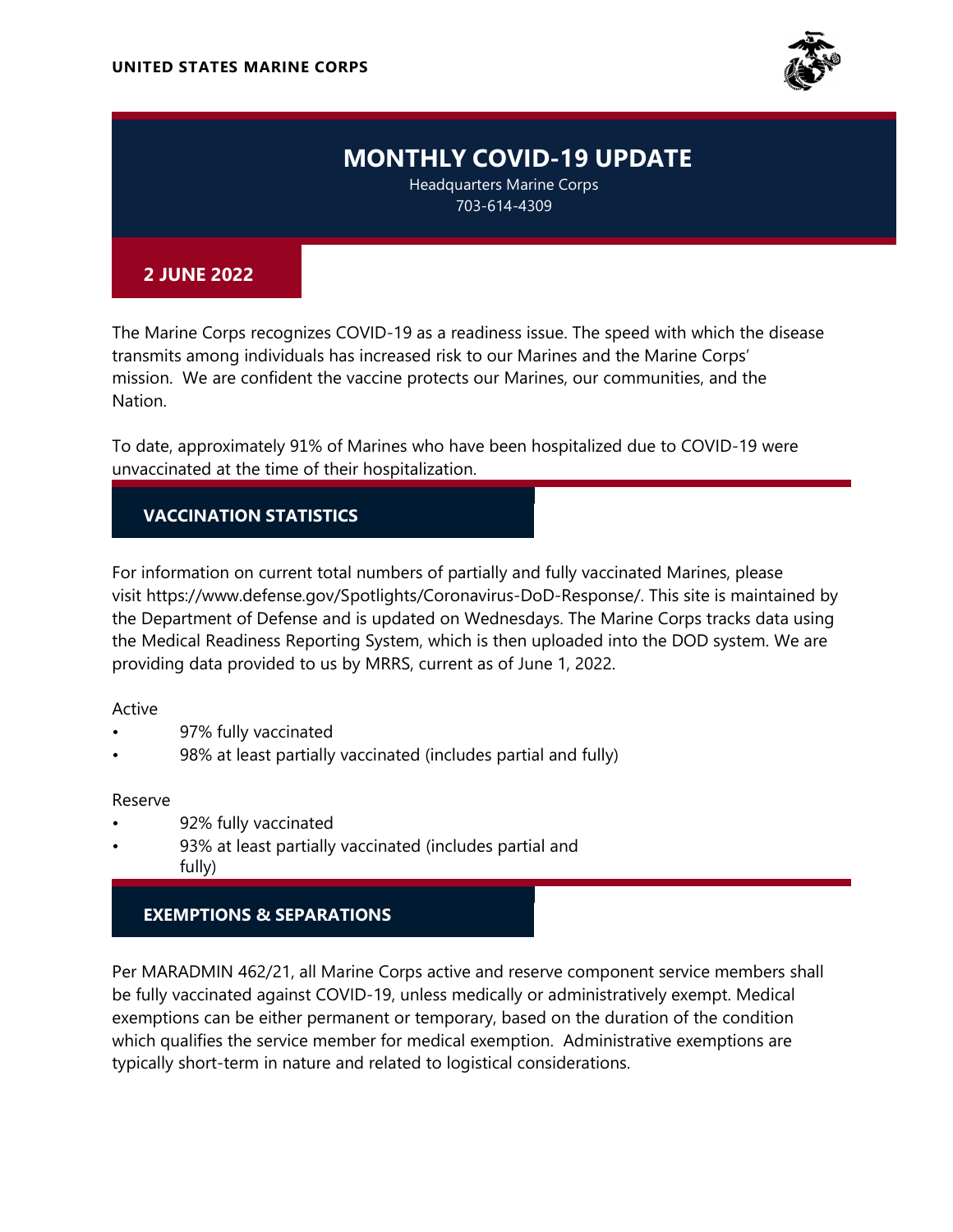UNITED STATES MARINE CORPS

# MONTHLY COVID-19 UPDATE

Headquarters Marine Corps
703-614-4309

**2 JUNE 2022**

The Marine Corps recognizes COVID-19 as a readiness issue. The speed with which the disease transmits among individuals has increased risk to our Marines and the Marine Corps' mission. We are confident the vaccine protects our Marines, our communities, and the Nation.

To date, approximately 91% of Marines who have been hospitalized due to COVID-19 were unvaccinated at the time of their hospitalization.

## VACCINATION STATISTICS

For information on current total numbers of partially and fully vaccinated Marines, please visit https://www.defense.gov/Spotlights/Coronavirus-DoD-Response/. This site is maintained by the Department of Defense and is updated on Wednesdays. The Marine Corps tracks data using the Medical Readiness Reporting System, which is then uploaded into the DOD system. We are providing data provided to us by MRRS, current as of June 1, 2022.

Active

- 97% fully vaccinated
- 98% at least partially vaccinated (includes partial and fully)

Reserve

- 92% fully vaccinated
- 93% at least partially vaccinated (includes partial and fully)

## EXEMPTIONS & SEPARATIONS

Per MARADMIN 462/21, all Marine Corps active and reserve component service members shall be fully vaccinated against COVID-19, unless medically or administratively exempt. Medical exemptions can be either permanent or temporary, based on the duration of the condition which qualifies the service member for medical exemption. Administrative exemptions are typically short-term in nature and related to logistical considerations.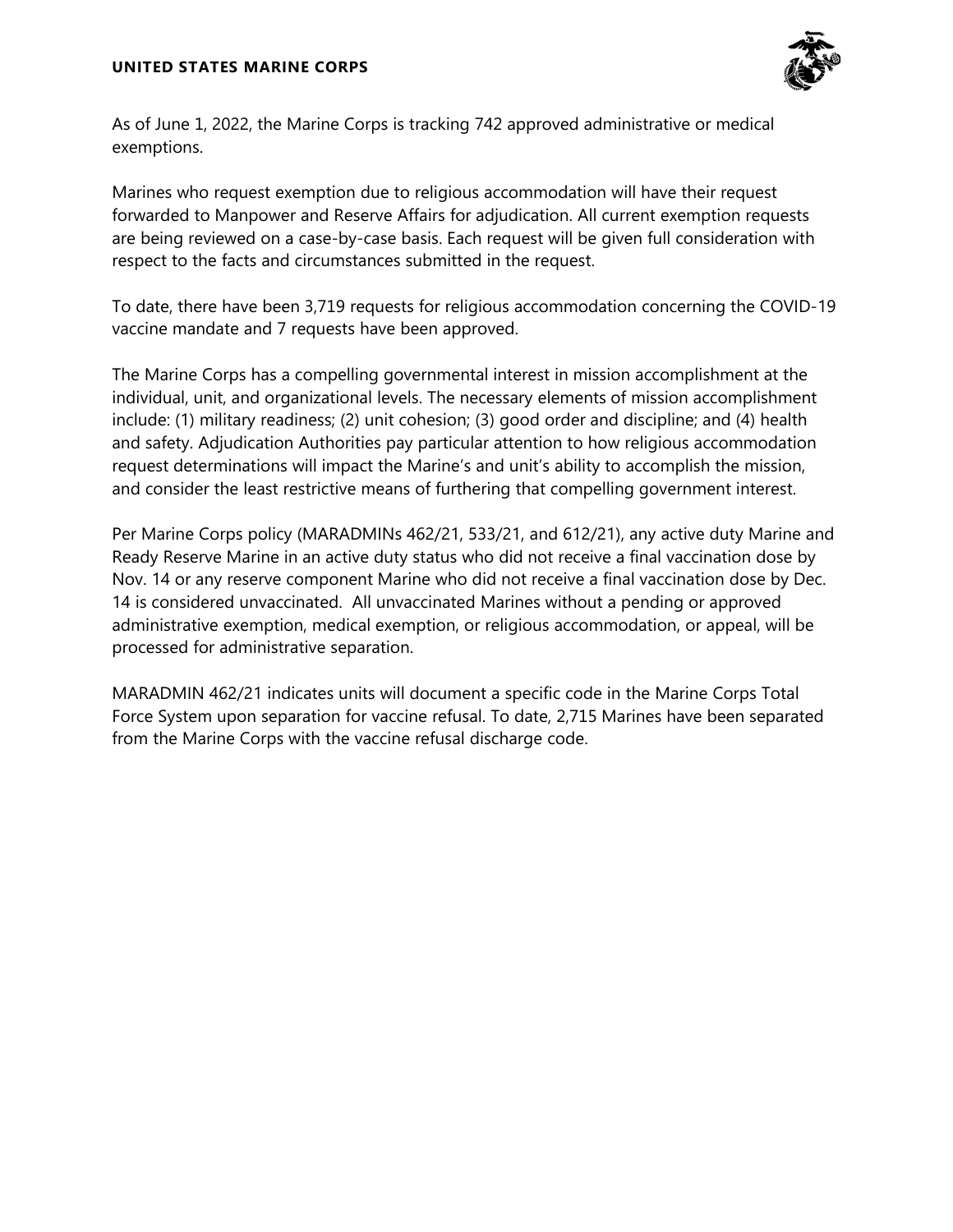As of June 1, 2022, the Marine Corps is tracking 742 approved administrative or medical exemptions.

Marines who request exemption due to religious accommodation will have their request forwarded to Manpower and Reserve Affairs for adjudication. All current exemption requests are being reviewed on a case-by-case basis. Each request will be given full consideration with respect to the facts and circumstances submitted in the request.

To date, there have been 3,719 requests for religious accommodation concerning the COVID-19 vaccine mandate and 7 requests have been approved.

The Marine Corps has a compelling governmental interest in mission accomplishment at the individual, unit, and organizational levels. The necessary elements of mission accomplishment include: (1) military readiness; (2) unit cohesion; (3) good order and discipline; and (4) health and safety. Adjudication Authorities pay particular attention to how religious accommodation request determinations will impact the Marine's and unit's ability to accomplish the mission, and consider the least restrictive means of furthering that compelling government interest.

Per Marine Corps policy (MARADMINs 462/21, 533/21, and 612/21), any active duty Marine and Ready Reserve Marine in an active duty status who did not receive a final vaccination dose by Nov. 14 or any reserve component Marine who did not receive a final vaccination dose by Dec. 14 is considered unvaccinated. All unvaccinated Marines without a pending or approved administrative exemption, medical exemption, or religious accommodation, or appeal, will be processed for administrative separation.

MARADMIN 462/21 indicates units will document a specific code in the Marine Corps Total Force System upon separation for vaccine refusal. To date, 2,715 Marines have been separated from the Marine Corps with the vaccine refusal discharge code.